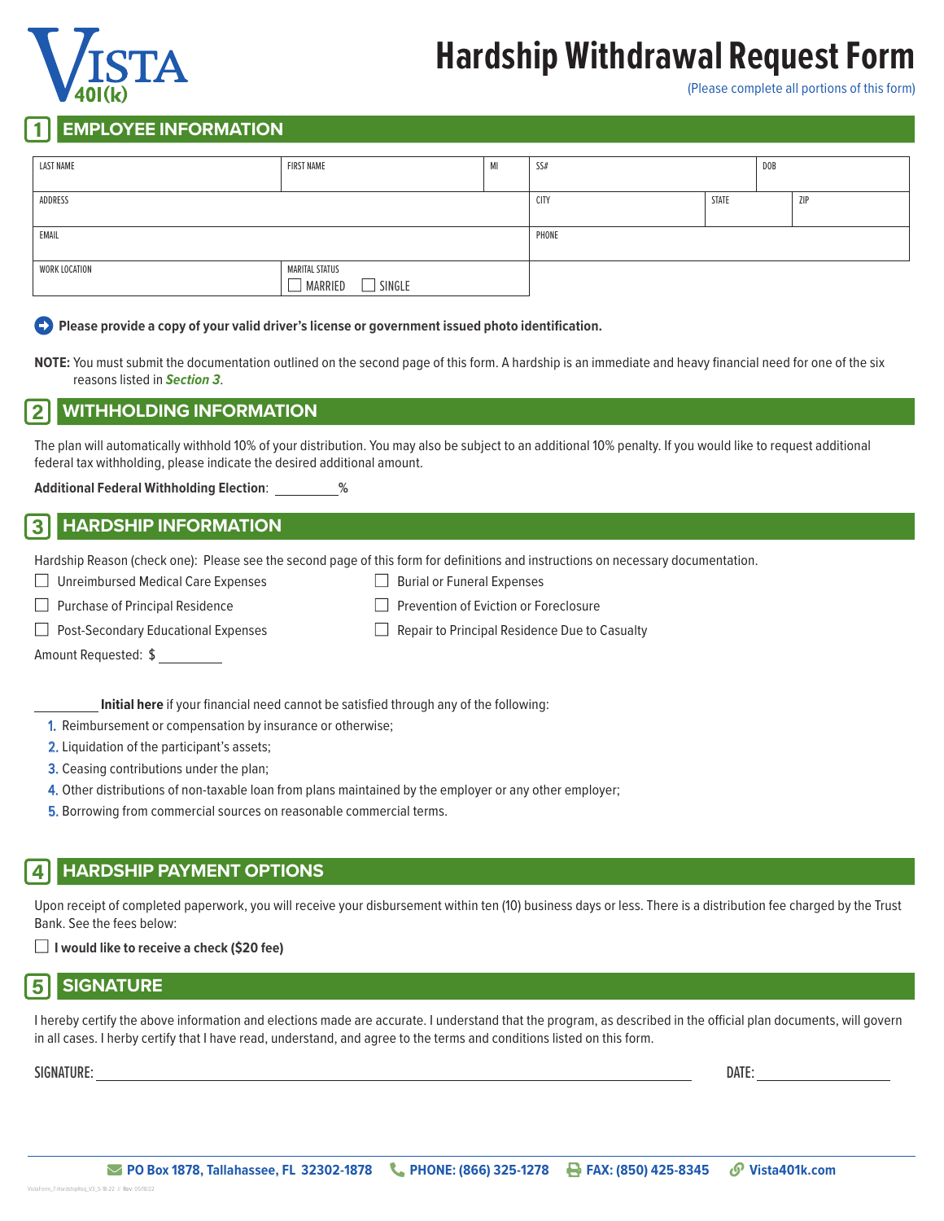VISTA 401(k)

# Hardship Withdrawal Request Form

(Please complete all portions of this form)

## 1 EMPLOYEE INFORMATION

| LAST NAME | FIRST NAME | MI | SS# | | DOB |
|---|---|---|---|---|---|
| ADDRESS | | | CITY | STATE | ZIP |
| EMAIL | | | PHONE | | |
| WORK LOCATION | MARITAL STATUS ☐ MARRIED ☐ SINGLE | | | | |

**Please provide a copy of your valid driver's license or government issued photo identification.**

**NOTE:** You must submit the documentation outlined on the second page of this form. A hardship is an immediate and heavy financial need for one of the six reasons listed in ***Section 3***.

## 2 WITHHOLDING INFORMATION

The plan will automatically withhold 10% of your distribution. You may also be subject to an additional 10% penalty. If you would like to request additional federal tax withholding, please indicate the desired additional amount.

**Additional Federal Withholding Election**: _________%

## 3 HARDSHIP INFORMATION

Hardship Reason (check one): Please see the second page of this form for definitions and instructions on necessary documentation.

- ☐ Unreimbursed Medical Care Expenses
- ☐ Purchase of Principal Residence
- ☐ Post-Secondary Educational Expenses
- ☐ Burial or Funeral Expenses
- ☐ Prevention of Eviction or Foreclosure
- ☐ Repair to Principal Residence Due to Casualty

Amount Requested: $ _________

_________ **Initial here** if your financial need cannot be satisfied through any of the following:

1. Reimbursement or compensation by insurance or otherwise;
2. Liquidation of the participant's assets;
3. Ceasing contributions under the plan;
4. Other distributions of non-taxable loan from plans maintained by the employer or any other employer;
5. Borrowing from commercial sources on reasonable commercial terms.

## 4 HARDSHIP PAYMENT OPTIONS

Upon receipt of completed paperwork, you will receive your disbursement within ten (10) business days or less. There is a distribution fee charged by the Trust Bank. See the fees below:

☐ **I would like to receive a check ($20 fee)**

## 5 SIGNATURE

I hereby certify the above information and elections made are accurate. I understand that the program, as described in the official plan documents, will govern in all cases. I herby certify that I have read, understand, and agree to the terms and conditions listed on this form.

SIGNATURE: ______________________________ DATE: ______________

**PO Box 1878, Tallahassee, FL 32302-1878** **PHONE: (866) 325-1278** **FAX: (850) 425-8345** **Vista401k.com**

VistaForm_7-HardshipReq_V3_5-18-22 // Rev: 05/18/22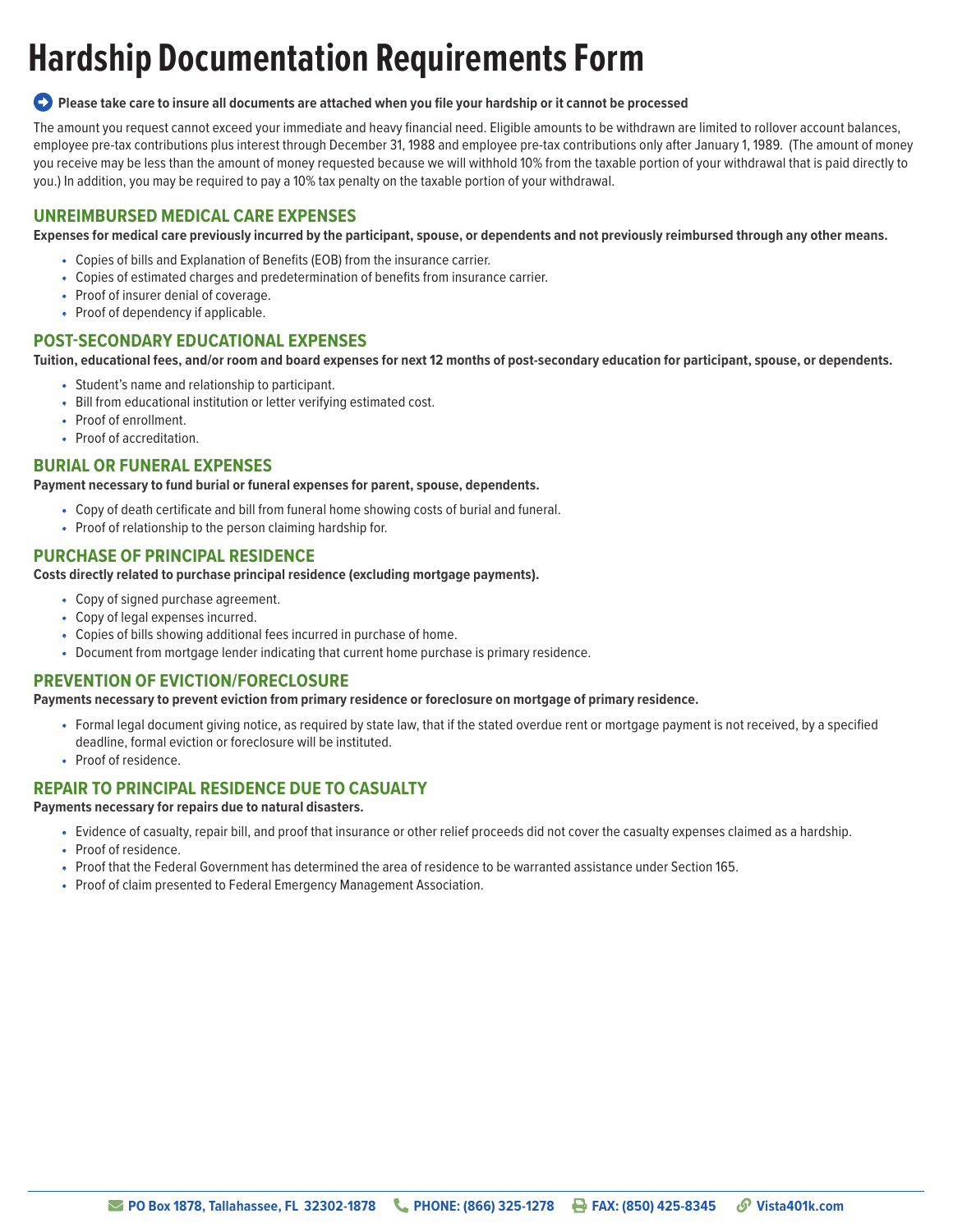# Hardship Documentation Requirements Form

**Please take care to insure all documents are attached when you file your hardship or it cannot be processed**

The amount you request cannot exceed your immediate and heavy financial need. Eligible amounts to be withdrawn are limited to rollover account balances, employee pre-tax contributions plus interest through December 31, 1988 and employee pre-tax contributions only after January 1, 1989. (The amount of money you receive may be less than the amount of money requested because we will withhold 10% from the taxable portion of your withdrawal that is paid directly to you.) In addition, you may be required to pay a 10% tax penalty on the taxable portion of your withdrawal.

## UNREIMBURSED MEDICAL CARE EXPENSES

**Expenses for medical care previously incurred by the participant, spouse, or dependents and not previously reimbursed through any other means.**

- Copies of bills and Explanation of Benefits (EOB) from the insurance carrier.
- Copies of estimated charges and predetermination of benefits from insurance carrier.
- Proof of insurer denial of coverage.
- Proof of dependency if applicable.

## POST-SECONDARY EDUCATIONAL EXPENSES

**Tuition, educational fees, and/or room and board expenses for next 12 months of post-secondary education for participant, spouse, or dependents.**

- Student's name and relationship to participant.
- Bill from educational institution or letter verifying estimated cost.
- Proof of enrollment.
- Proof of accreditation.

## BURIAL OR FUNERAL EXPENSES

**Payment necessary to fund burial or funeral expenses for parent, spouse, dependents.**

- Copy of death certificate and bill from funeral home showing costs of burial and funeral.
- Proof of relationship to the person claiming hardship for.

## PURCHASE OF PRINCIPAL RESIDENCE

**Costs directly related to purchase principal residence (excluding mortgage payments).**

- Copy of signed purchase agreement.
- Copy of legal expenses incurred.
- Copies of bills showing additional fees incurred in purchase of home.
- Document from mortgage lender indicating that current home purchase is primary residence.

## PREVENTION OF EVICTION/FORECLOSURE

**Payments necessary to prevent eviction from primary residence or foreclosure on mortgage of primary residence.**

- Formal legal document giving notice, as required by state law, that if the stated overdue rent or mortgage payment is not received, by a specified deadline, formal eviction or foreclosure will be instituted.
- Proof of residence.

## REPAIR TO PRINCIPAL RESIDENCE DUE TO CASUALTY

**Payments necessary for repairs due to natural disasters.**

- Evidence of casualty, repair bill, and proof that insurance or other relief proceeds did not cover the casualty expenses claimed as a hardship.
- Proof of residence.
- Proof that the Federal Government has determined the area of residence to be warranted assistance under Section 165.
- Proof of claim presented to Federal Emergency Management Association.

PO Box 1878, Tallahassee, FL 32302-1878 | PHONE: (866) 325-1278 | FAX: (850) 425-8345 | Vista401k.com